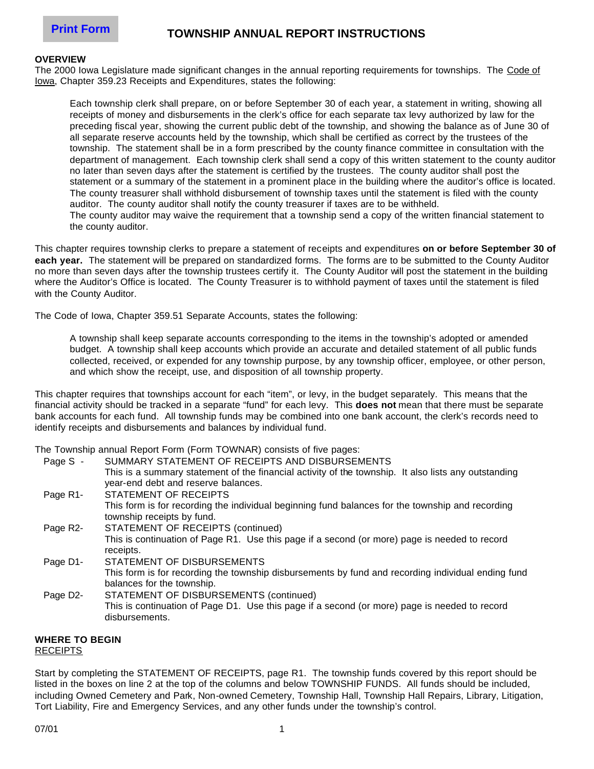# TOWNSHIP ANNUAL REPORT INSTRUCTIONS

**OVERVIEW**

The 2000 Iowa Legislature made significant changes in the annual reporting requirements for townships. The Code of Iowa, Chapter 359.23 Receipts and Expenditures, states the following:

> Each township clerk shall prepare, on or before September 30 of each year, a statement in writing, showing all receipts of money and disbursements in the clerk's office for each separate tax levy authorized by law for the preceding fiscal year, showing the current public debt of the township, and showing the balance as of June 30 of all separate reserve accounts held by the township, which shall be certified as correct by the trustees of the township. The statement shall be in a form prescribed by the county finance committee in consultation with the department of management. Each township clerk shall send a copy of this written statement to the county auditor no later than seven days after the statement is certified by the trustees. The county auditor shall post the statement or a summary of the statement in a prominent place in the building where the auditor's office is located. The county treasurer shall withhold disbursement of township taxes until the statement is filed with the county auditor. The county auditor shall notify the county treasurer if taxes are to be withheld.
>
> The county auditor may waive the requirement that a township send a copy of the written financial statement to the county auditor.

This chapter requires township clerks to prepare a statement of receipts and expenditures **on or before September 30 of each year.** The statement will be prepared on standardized forms. The forms are to be submitted to the County Auditor no more than seven days after the township trustees certify it. The County Auditor will post the statement in the building where the Auditor's Office is located. The County Treasurer is to withhold payment of taxes until the statement is filed with the County Auditor.

The Code of Iowa, Chapter 359.51 Separate Accounts, states the following:

> A township shall keep separate accounts corresponding to the items in the township's adopted or amended budget. A township shall keep accounts which provide an accurate and detailed statement of all public funds collected, received, or expended for any township purpose, by any township officer, employee, or other person, and which show the receipt, use, and disposition of all township property.

This chapter requires that townships account for each "item", or levy, in the budget separately. This means that the financial activity should be tracked in a separate "fund" for each levy. This **does not** mean that there must be separate bank accounts for each fund. All township funds may be combined into one bank account, the clerk's records need to identify receipts and disbursements and balances by individual fund.

The Township annual Report Form (Form TOWNAR) consists of five pages:

- Page S - SUMMARY STATEMENT OF RECEIPTS AND DISBURSEMENTS
  This is a summary statement of the financial activity of the township. It also lists any outstanding year-end debt and reserve balances.
- Page R1- STATEMENT OF RECEIPTS
  This form is for recording the individual beginning fund balances for the township and recording township receipts by fund.
- Page R2- STATEMENT OF RECEIPTS (continued)
  This is continuation of Page R1. Use this page if a second (or more) page is needed to record receipts.
- Page D1- STATEMENT OF DISBURSEMENTS
  This form is for recording the township disbursements by fund and recording individual ending fund balances for the township.
- Page D2- STATEMENT OF DISBURSEMENTS (continued)
  This is continuation of Page D1. Use this page if a second (or more) page is needed to record disbursements.

**WHERE TO BEGIN**

RECEIPTS

Start by completing the STATEMENT OF RECEIPTS, page R1. The township funds covered by this report should be listed in the boxes on line 2 at the top of the columns and below TOWNSHIP FUNDS. All funds should be included, including Owned Cemetery and Park, Non-owned Cemetery, Township Hall, Township Hall Repairs, Library, Litigation, Tort Liability, Fire and Emergency Services, and any other funds under the township's control.

07/01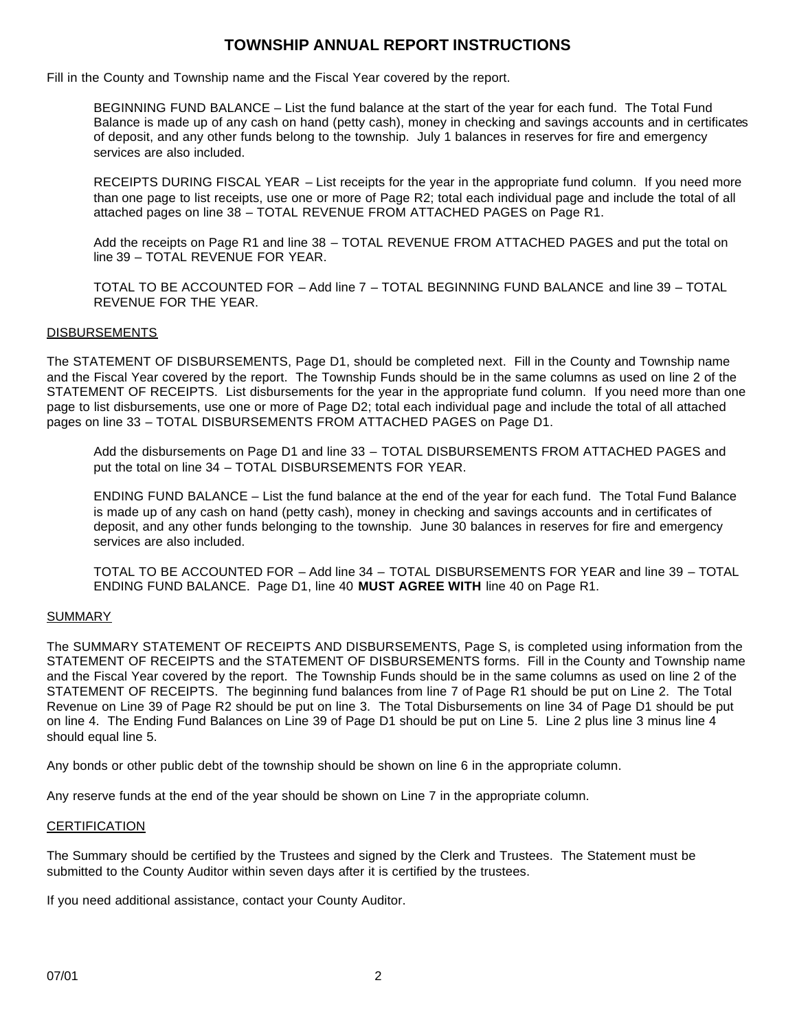# TOWNSHIP ANNUAL REPORT INSTRUCTIONS

Fill in the County and Township name and the Fiscal Year covered by the report.

BEGINNING FUND BALANCE – List the fund balance at the start of the year for each fund. The Total Fund Balance is made up of any cash on hand (petty cash), money in checking and savings accounts and in certificates of deposit, and any other funds belong to the township. July 1 balances in reserves for fire and emergency services are also included.

RECEIPTS DURING FISCAL YEAR – List receipts for the year in the appropriate fund column. If you need more than one page to list receipts, use one or more of Page R2; total each individual page and include the total of all attached pages on line 38 – TOTAL REVENUE FROM ATTACHED PAGES on Page R1.

Add the receipts on Page R1 and line 38 – TOTAL REVENUE FROM ATTACHED PAGES and put the total on line 39 – TOTAL REVENUE FOR YEAR.

TOTAL TO BE ACCOUNTED FOR – Add line 7 – TOTAL BEGINNING FUND BALANCE and line 39 – TOTAL REVENUE FOR THE YEAR.

## DISBURSEMENTS

The STATEMENT OF DISBURSEMENTS, Page D1, should be completed next. Fill in the County and Township name and the Fiscal Year covered by the report. The Township Funds should be in the same columns as used on line 2 of the STATEMENT OF RECEIPTS. List disbursements for the year in the appropriate fund column. If you need more than one page to list disbursements, use one or more of Page D2; total each individual page and include the total of all attached pages on line 33 – TOTAL DISBURSEMENTS FROM ATTACHED PAGES on Page D1.

Add the disbursements on Page D1 and line 33 – TOTAL DISBURSEMENTS FROM ATTACHED PAGES and put the total on line 34 – TOTAL DISBURSEMENTS FOR YEAR.

ENDING FUND BALANCE – List the fund balance at the end of the year for each fund. The Total Fund Balance is made up of any cash on hand (petty cash), money in checking and savings accounts and in certificates of deposit, and any other funds belonging to the township. June 30 balances in reserves for fire and emergency services are also included.

TOTAL TO BE ACCOUNTED FOR – Add line 34 – TOTAL DISBURSEMENTS FOR YEAR and line 39 – TOTAL ENDING FUND BALANCE. Page D1, line 40 **MUST AGREE WITH** line 40 on Page R1.

## SUMMARY

The SUMMARY STATEMENT OF RECEIPTS AND DISBURSEMENTS, Page S, is completed using information from the STATEMENT OF RECEIPTS and the STATEMENT OF DISBURSEMENTS forms. Fill in the County and Township name and the Fiscal Year covered by the report. The Township Funds should be in the same columns as used on line 2 of the STATEMENT OF RECEIPTS. The beginning fund balances from line 7 of Page R1 should be put on Line 2. The Total Revenue on Line 39 of Page R2 should be put on line 3. The Total Disbursements on line 34 of Page D1 should be put on line 4. The Ending Fund Balances on Line 39 of Page D1 should be put on Line 5. Line 2 plus line 3 minus line 4 should equal line 5.

Any bonds or other public debt of the township should be shown on line 6 in the appropriate column.

Any reserve funds at the end of the year should be shown on Line 7 in the appropriate column.

## CERTIFICATION

The Summary should be certified by the Trustees and signed by the Clerk and Trustees. The Statement must be submitted to the County Auditor within seven days after it is certified by the trustees.

If you need additional assistance, contact your County Auditor.

07/01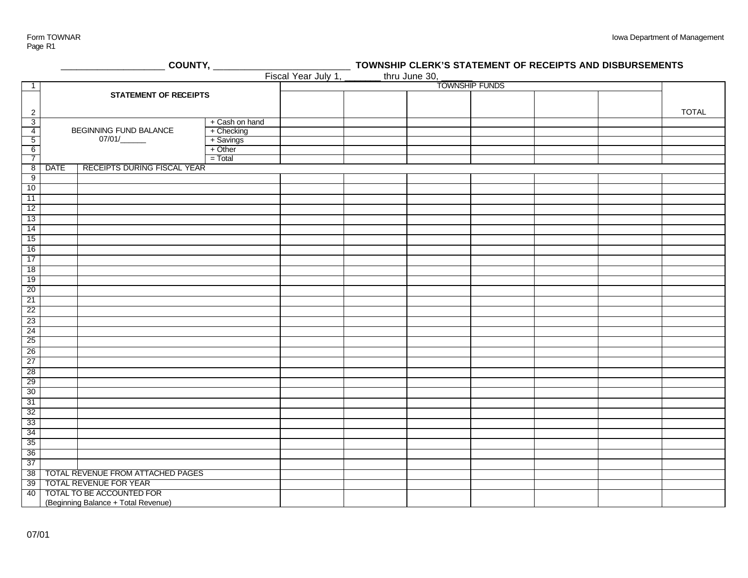Form TOWNAR
Page R1

Iowa Department of Management

## ____________________ COUNTY, __________________________ TOWNSHIP CLERK'S STATEMENT OF RECEIPTS AND DISBURSEMENTS

Fiscal Year July 1, _______ thru June 30, ______

| | | | | TOWNSHIP FUNDS | | | | | | |
|---|---|---|---|---|---|---|---|---|---|---|
| 1 | **STATEMENT OF RECEIPTS** | | | | | | | | | |
| 2 | | | | | | | | | | TOTAL |
| 3 | BEGINNING FUND BALANCE 07/01/______ | | + Cash on hand | | | | | | | |
| 4 | | | + Checking | | | | | | | |
| 5 | | | + Savings | | | | | | | |
| 6 | | | + Other | | | | | | | |
| 7 | | | = Total | | | | | | | |
| 8 | DATE | RECEIPTS DURING FISCAL YEAR | | | | | | | | |
| 9 | | | | | | | | | | |
| 10 | | | | | | | | | | |
| 11 | | | | | | | | | | |
| 12 | | | | | | | | | | |
| 13 | | | | | | | | | | |
| 14 | | | | | | | | | | |
| 15 | | | | | | | | | | |
| 16 | | | | | | | | | | |
| 17 | | | | | | | | | | |
| 18 | | | | | | | | | | |
| 19 | | | | | | | | | | |
| 20 | | | | | | | | | | |
| 21 | | | | | | | | | | |
| 22 | | | | | | | | | | |
| 23 | | | | | | | | | | |
| 24 | | | | | | | | | | |
| 25 | | | | | | | | | | |
| 26 | | | | | | | | | | |
| 27 | | | | | | | | | | |
| 28 | | | | | | | | | | |
| 29 | | | | | | | | | | |
| 30 | | | | | | | | | | |
| 31 | | | | | | | | | | |
| 32 | | | | | | | | | | |
| 33 | | | | | | | | | | |
| 34 | | | | | | | | | | |
| 35 | | | | | | | | | | |
| 36 | | | | | | | | | | |
| 37 | | | | | | | | | | |
| 38 | TOTAL REVENUE FROM ATTACHED PAGES | | | | | | | | | |
| 39 | TOTAL REVENUE FOR YEAR | | | | | | | | | |
| 40 | TOTAL TO BE ACCOUNTED FOR (Beginning Balance + Total Revenue) | | | | | | | | | |

07/01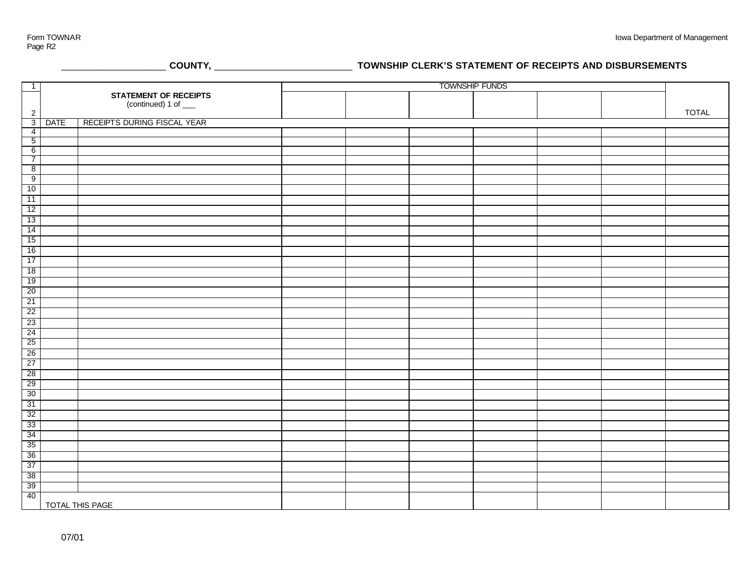Form TOWNAR
Page R2

Iowa Department of Management

**\_\_\_\_\_\_\_\_\_\_\_\_\_\_\_\_\_\_\_\_ COUNTY, \_\_\_\_\_\_\_\_\_\_\_\_\_\_\_\_\_\_\_\_\_\_\_\_\_\_ TOWNSHIP CLERK'S STATEMENT OF RECEIPTS AND DISBURSEMENTS**

| 1 | | | TOWNSHIP FUNDS | | | | | | |
|---|---|---|---|---|---|---|---|---|---|
| 2 | **STATEMENT OF RECEIPTS** (continued) 1 of ___ | | | | | | | | TOTAL |
| 3 | DATE | RECEIPTS DURING FISCAL YEAR | | | | | | | |
| 4 | | | | | | | | | |
| 5 | | | | | | | | | |
| 6 | | | | | | | | | |
| 7 | | | | | | | | | |
| 8 | | | | | | | | | |
| 9 | | | | | | | | | |
| 10 | | | | | | | | | |
| 11 | | | | | | | | | |
| 12 | | | | | | | | | |
| 13 | | | | | | | | | |
| 14 | | | | | | | | | |
| 15 | | | | | | | | | |
| 16 | | | | | | | | | |
| 17 | | | | | | | | | |
| 18 | | | | | | | | | |
| 19 | | | | | | | | | |
| 20 | | | | | | | | | |
| 21 | | | | | | | | | |
| 22 | | | | | | | | | |
| 23 | | | | | | | | | |
| 24 | | | | | | | | | |
| 25 | | | | | | | | | |
| 26 | | | | | | | | | |
| 27 | | | | | | | | | |
| 28 | | | | | | | | | |
| 29 | | | | | | | | | |
| 30 | | | | | | | | | |
| 31 | | | | | | | | | |
| 32 | | | | | | | | | |
| 33 | | | | | | | | | |
| 34 | | | | | | | | | |
| 35 | | | | | | | | | |
| 36 | | | | | | | | | |
| 37 | | | | | | | | | |
| 38 | | | | | | | | | |
| 39 | | | | | | | | | |
| 40 | TOTAL THIS PAGE | | | | | | | | |

07/01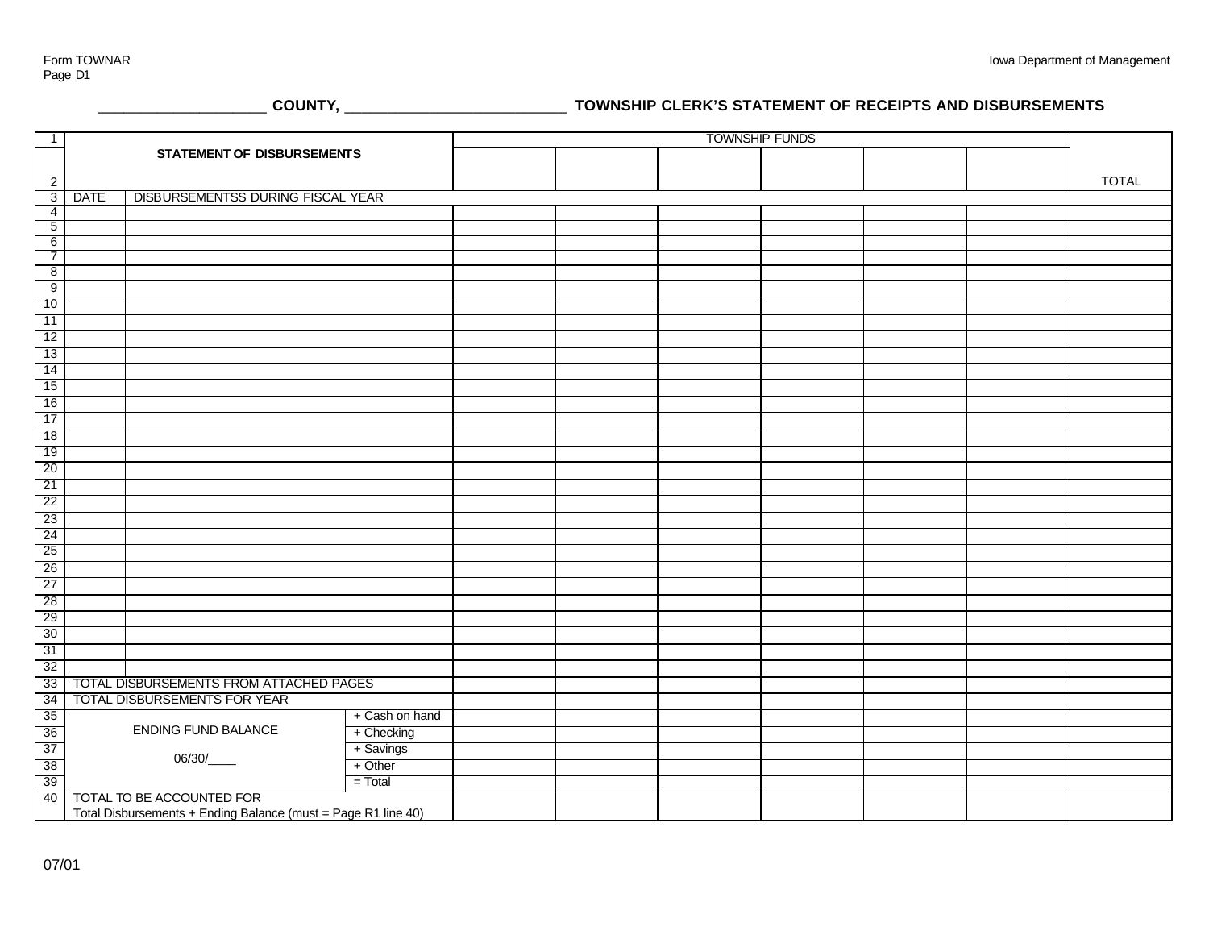Form TOWNAR
Page D1

Iowa Department of Management

## ____________________ COUNTY, __________________________ TOWNSHIP CLERK'S STATEMENT OF RECEIPTS AND DISBURSEMENTS

| 1 | **STATEMENT OF DISBURSEMENTS** | | | TOWNSHIP FUNDS | | | | | | |
|---|---|---|---|---|---|---|---|---|---|---|
| 2 | | | | | | | | | | TOTAL |
| 3 | DATE | DISBURSEMENTSS DURING FISCAL YEAR | | | | | | | | |
| 4 | | | | | | | | | | |
| 5 | | | | | | | | | | |
| 6 | | | | | | | | | | |
| 7 | | | | | | | | | | |
| 8 | | | | | | | | | | |
| 9 | | | | | | | | | | |
| 10 | | | | | | | | | | |
| 11 | | | | | | | | | | |
| 12 | | | | | | | | | | |
| 13 | | | | | | | | | | |
| 14 | | | | | | | | | | |
| 15 | | | | | | | | | | |
| 16 | | | | | | | | | | |
| 17 | | | | | | | | | | |
| 18 | | | | | | | | | | |
| 19 | | | | | | | | | | |
| 20 | | | | | | | | | | |
| 21 | | | | | | | | | | |
| 22 | | | | | | | | | | |
| 23 | | | | | | | | | | |
| 24 | | | | | | | | | | |
| 25 | | | | | | | | | | |
| 26 | | | | | | | | | | |
| 27 | | | | | | | | | | |
| 28 | | | | | | | | | | |
| 29 | | | | | | | | | | |
| 30 | | | | | | | | | | |
| 31 | | | | | | | | | | |
| 32 | | | | | | | | | | |
| 33 | TOTAL DISBURSEMENTS FROM ATTACHED PAGES | | | | | | | | | |
| 34 | TOTAL DISBURSEMENTS FOR YEAR | | | | | | | | | |
| 35 | ENDING FUND BALANCE | | + Cash on hand | | | | | | | |
| 36 | | | + Checking | | | | | | | |
| 37 | 06/30/____ | | + Savings | | | | | | | |
| 38 | | | + Other | | | | | | | |
| 39 | | | = Total | | | | | | | |
| 40 | TOTAL TO BE ACCOUNTED FOR<br>Total Disbursements + Ending Balance (must = Page R1 line 40) | | | | | | | | | |

07/01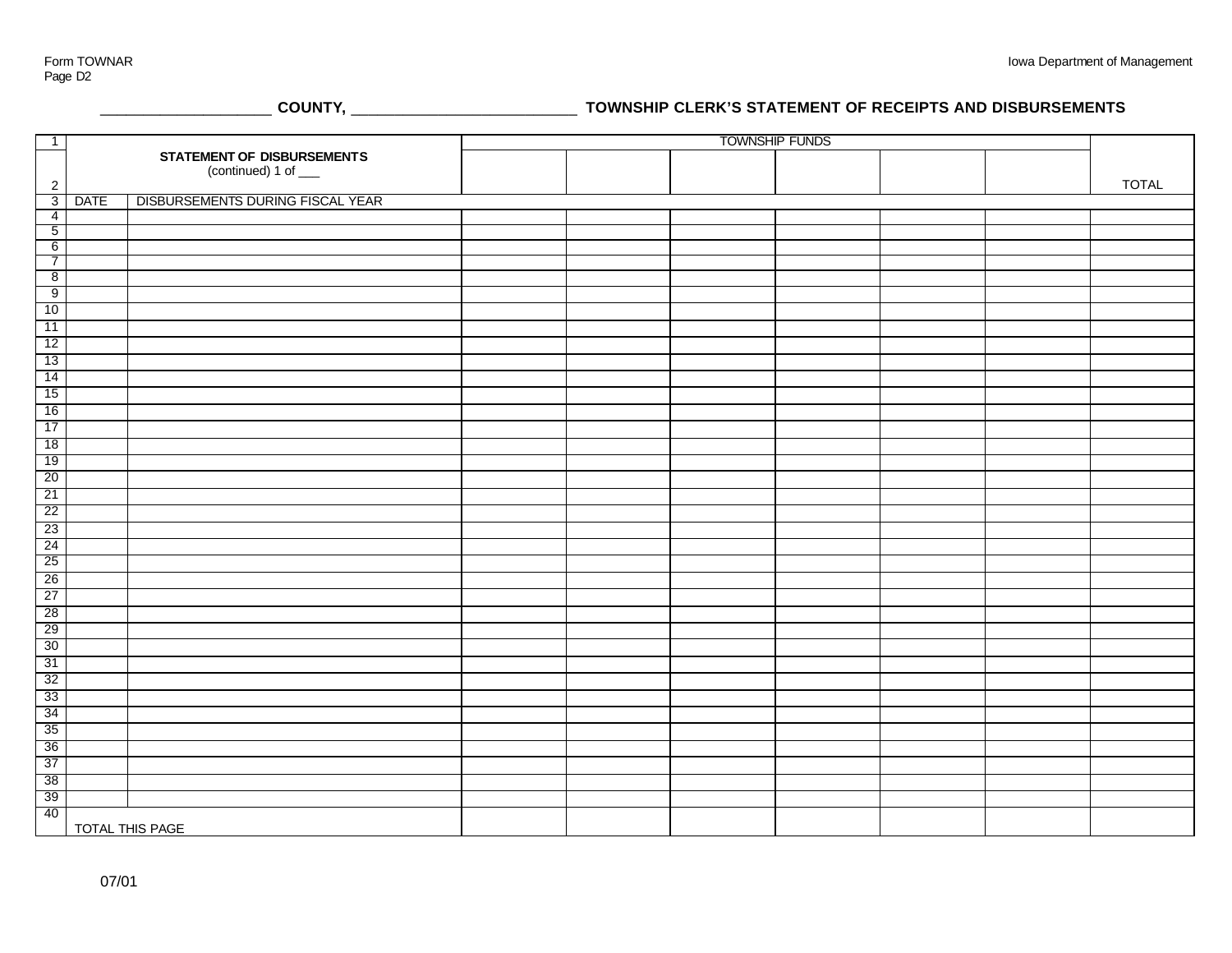Form TOWNAR
Page D2

Iowa Department of Management

**____________________ COUNTY, __________________________ TOWNSHIP CLERK'S STATEMENT OF RECEIPTS AND DISBURSEMENTS**

| 1 | | | TOWNSHIP FUNDS | | | | | | |
|---|---|---|---|---|---|---|---|---|---|
| 2 | **STATEMENT OF DISBURSEMENTS** (continued) 1 of ___ | | | | | | | | TOTAL |
| 3 | DATE | DISBURSEMENTS DURING FISCAL YEAR | | | | | | | |
| 4 | | | | | | | | | |
| 5 | | | | | | | | | |
| 6 | | | | | | | | | |
| 7 | | | | | | | | | |
| 8 | | | | | | | | | |
| 9 | | | | | | | | | |
| 10 | | | | | | | | | |
| 11 | | | | | | | | | |
| 12 | | | | | | | | | |
| 13 | | | | | | | | | |
| 14 | | | | | | | | | |
| 15 | | | | | | | | | |
| 16 | | | | | | | | | |
| 17 | | | | | | | | | |
| 18 | | | | | | | | | |
| 19 | | | | | | | | | |
| 20 | | | | | | | | | |
| 21 | | | | | | | | | |
| 22 | | | | | | | | | |
| 23 | | | | | | | | | |
| 24 | | | | | | | | | |
| 25 | | | | | | | | | |
| 26 | | | | | | | | | |
| 27 | | | | | | | | | |
| 28 | | | | | | | | | |
| 29 | | | | | | | | | |
| 30 | | | | | | | | | |
| 31 | | | | | | | | | |
| 32 | | | | | | | | | |
| 33 | | | | | | | | | |
| 34 | | | | | | | | | |
| 35 | | | | | | | | | |
| 36 | | | | | | | | | |
| 37 | | | | | | | | | |
| 38 | | | | | | | | | |
| 39 | | | | | | | | | |
| 40 | TOTAL THIS PAGE | | | | | | | | |

07/01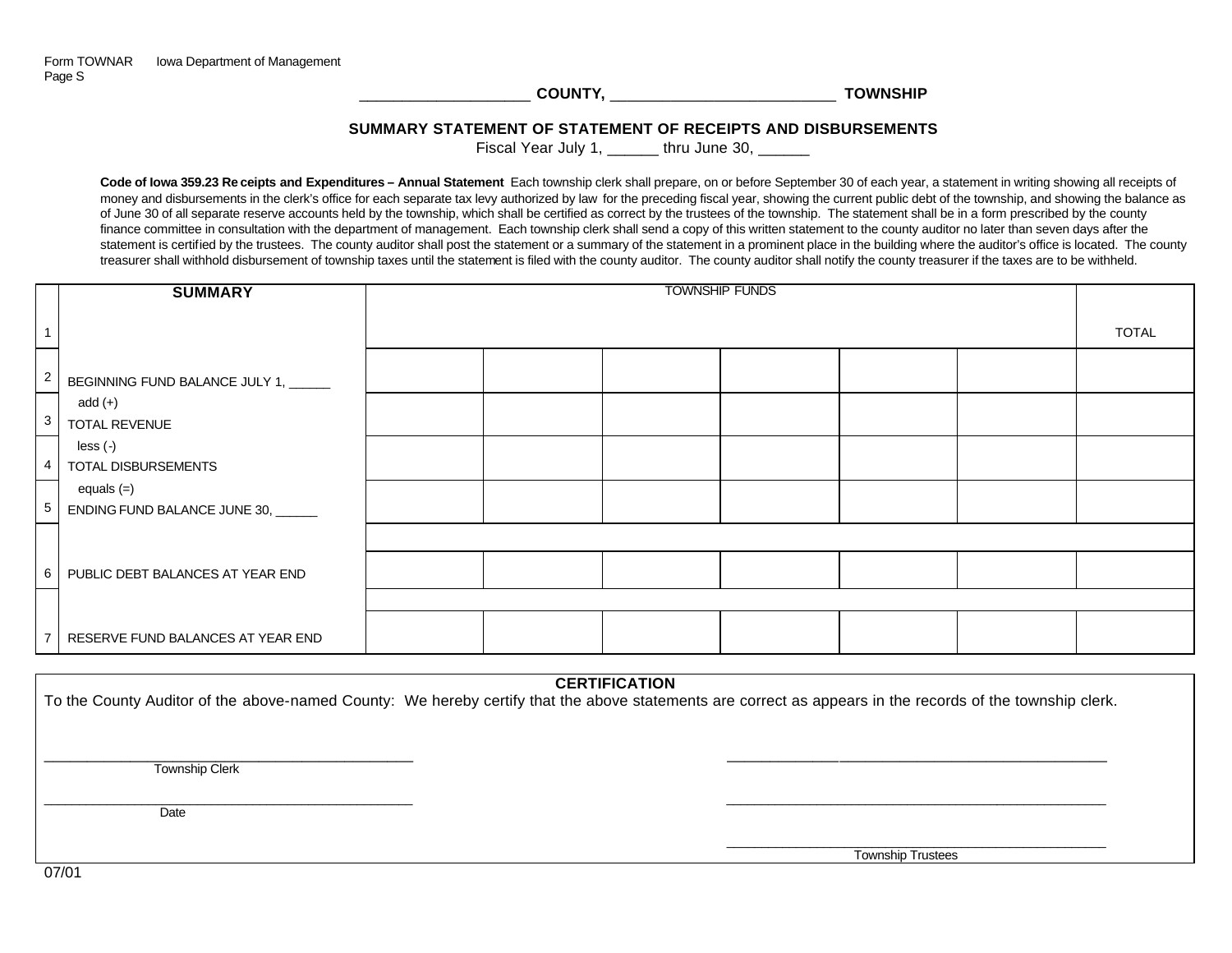Form TOWNAR Iowa Department of Management
Page S

____________________ COUNTY, __________________________ TOWNSHIP

## SUMMARY STATEMENT OF STATEMENT OF RECEIPTS AND DISBURSEMENTS

Fiscal Year July 1, ______ thru June 30, ______

**Code of Iowa 359.23 Receipts and Expenditures – Annual Statement** Each township clerk shall prepare, on or before September 30 of each year, a statement in writing showing all receipts of money and disbursements in the clerk's office for each separate tax levy authorized by law for the preceding fiscal year, showing the current public debt of the township, and showing the balance as of June 30 of all separate reserve accounts held by the township, which shall be certified as correct by the trustees of the township. The statement shall be in a form prescribed by the county finance committee in consultation with the department of management. Each township clerk shall send a copy of this written statement to the county auditor no later than seven days after the statement is certified by the trustees. The county auditor shall post the statement or a summary of the statement in a prominent place in the building where the auditor's office is located. The county treasurer shall withhold disbursement of township taxes until the statement is filed with the county auditor. The county auditor shall notify the county treasurer if the taxes are to be withheld.

| | SUMMARY | TOWNSHIP FUNDS | | | | | | TOTAL |
|---|---|---|---|---|---|---|---|---|
| 1 | | | | | | | | |
| 2 | BEGINNING FUND BALANCE JULY 1, ______ | | | | | | | |
| 3 | add (+)<br>TOTAL REVENUE | | | | | | | |
| 4 | less (-)<br>TOTAL DISBURSEMENTS | | | | | | | |
| 5 | equals (=)<br>ENDING FUND BALANCE JUNE 30, ______ | | | | | | | |
| 6 | PUBLIC DEBT BALANCES AT YEAR END | | | | | | | |
| 7 | RESERVE FUND BALANCES AT YEAR END | | | | | | | |

**CERTIFICATION**

To the County Auditor of the above-named County: We hereby certify that the above statements are correct as appears in the records of the township clerk.

_________________________________ Township Clerk

_________________________________ Date

_________________________________

_________________________________

_________________________________ Township Trustees

07/01